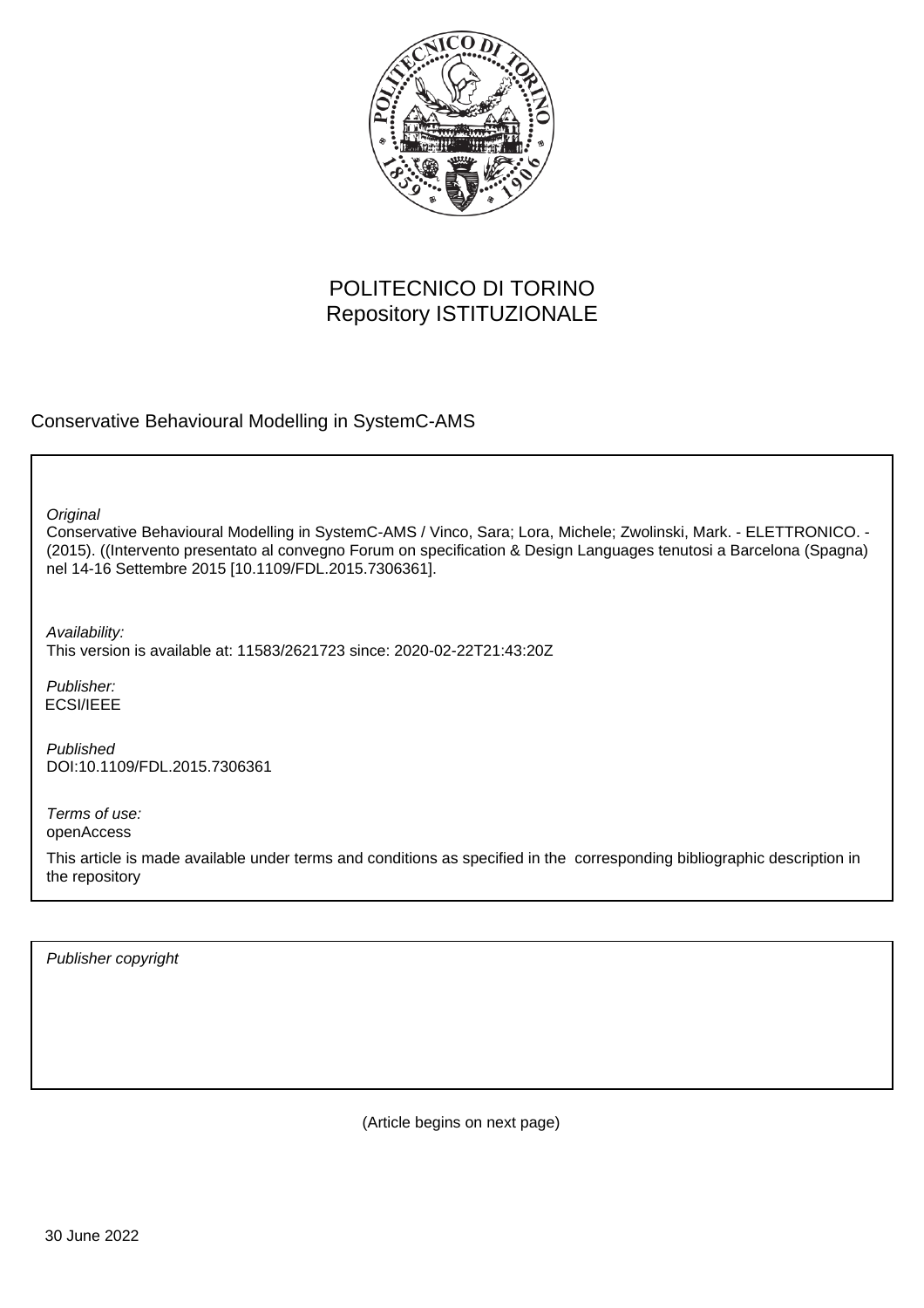POLITECNICO DI TORINO
Repository ISTITUZIONALE

Conservative Behavioural Modelling in SystemC-AMS

*Original*
Conservative Behavioural Modelling in SystemC-AMS / Vinco, Sara; Lora, Michele; Zwolinski, Mark. - ELETTRONICO. - (2015). ((Intervento presentato al convegno Forum on specification & Design Languages tenutosi a Barcelona (Spagna) nel 14-16 Settembre 2015 [10.1109/FDL.2015.7306361].

*Availability:*
This version is available at: 11583/2621723 since: 2020-02-22T21:43:20Z

*Publisher:*
ECSI/IEEE

*Published*
DOI:10.1109/FDL.2015.7306361

*Terms of use:*
openAccess

This article is made available under terms and conditions as specified in the corresponding bibliographic description in the repository

*Publisher copyright*

(Article begins on next page)

30 June 2022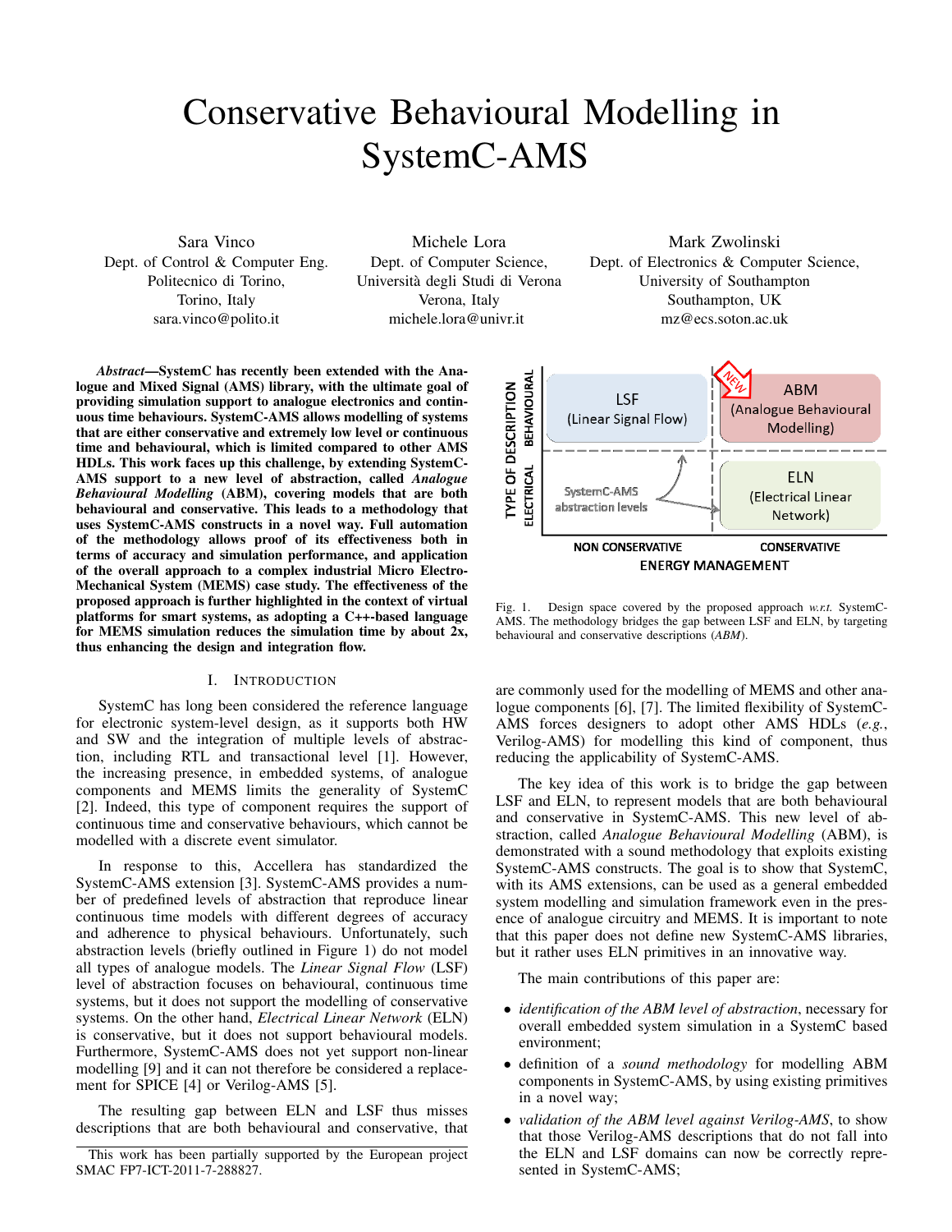# Conservative Behavioural Modelling in SystemC-AMS

Sara Vinco
Dept. of Control & Computer Eng.
Politecnico di Torino,
Torino, Italy
sara.vinco@polito.it

Michele Lora
Dept. of Computer Science,
Università degli Studi di Verona
Verona, Italy
michele.lora@univr.it

Mark Zwolinski
Dept. of Electronics & Computer Science,
University of Southampton
Southampton, UK
mz@ecs.soton.ac.uk

***Abstract*—SystemC has recently been extended with the Analogue and Mixed Signal (AMS) library, with the ultimate goal of providing simulation support to analogue electronics and continuous time behaviours. SystemC-AMS allows modelling of systems that are either conservative and extremely low level or continuous time and behavioural, which is limited compared to other AMS HDLs. This work faces up this challenge, by extending SystemC-AMS support to a new level of abstraction, called *Analogue Behavioural Modelling* (ABM), covering models that are both behavioural and conservative. This leads to a methodology that uses SystemC-AMS constructs in a novel way. Full automation of the methodology allows proof of its effectiveness both in terms of accuracy and simulation performance, and application of the overall approach to a complex industrial Micro Electro-Mechanical System (MEMS) case study. The effectiveness of the proposed approach is further highlighted in the context of virtual platforms for smart systems, as adopting a C++-based language for MEMS simulation reduces the simulation time by about 2x, thus enhancing the design and integration flow.**

## I. Introduction

SystemC has long been considered the reference language for electronic system-level design, as it supports both HW and SW and the integration of multiple levels of abstraction, including RTL and transactional level [1]. However, the increasing presence, in embedded systems, of analogue components and MEMS limits the generality of SystemC [2]. Indeed, this type of component requires the support of continuous time and conservative behaviours, which cannot be modelled with a discrete event simulator.

In response to this, Accellera has standardized the SystemC-AMS extension [3]. SystemC-AMS provides a number of predefined levels of abstraction that reproduce linear continuous time models with different degrees of accuracy and adherence to physical behaviours. Unfortunately, such abstraction levels (briefly outlined in Figure 1) do not model all types of analogue models. The *Linear Signal Flow* (LSF) level of abstraction focuses on behavioural, continuous time systems, but it does not support the modelling of conservative systems. On the other hand, *Electrical Linear Network* (ELN) is conservative, but it does not support behavioural models. Furthermore, SystemC-AMS does not yet support non-linear modelling [9] and it can not therefore be considered a replacement for SPICE [4] or Verilog-AMS [5].

The resulting gap between ELN and LSF thus misses descriptions that are both behavioural and conservative, that are commonly used for the modelling of MEMS and other analogue components [6], [7]. The limited flexibility of SystemC-AMS forces designers to adopt other AMS HDLs (*e.g.*, Verilog-AMS) for modelling this kind of component, thus reducing the applicability of SystemC-AMS.

Fig. 1. Design space covered by the proposed approach *w.r.t.* SystemC-AMS. The methodology bridges the gap between LSF and ELN, by targeting behavioural and conservative descriptions (*ABM*).

The key idea of this work is to bridge the gap between LSF and ELN, to represent models that are both behavioural and conservative in SystemC-AMS. This new level of abstraction, called *Analogue Behavioural Modelling* (ABM), is demonstrated with a sound methodology that exploits existing SystemC-AMS constructs. The goal is to show that SystemC, with its AMS extensions, can be used as a general embedded system modelling and simulation framework even in the presence of analogue circuitry and MEMS. It is important to note that this paper does not define new SystemC-AMS libraries, but it rather uses ELN primitives in an innovative way.

The main contributions of this paper are:

- *identification of the ABM level of abstraction*, necessary for overall embedded system simulation in a SystemC based environment;
- definition of a *sound methodology* for modelling ABM components in SystemC-AMS, by using existing primitives in a novel way;
- *validation of the ABM level against Verilog-AMS*, to show that those Verilog-AMS descriptions that do not fall into the ELN and LSF domains can now be correctly represented in SystemC-AMS;

This work has been partially supported by the European project SMAC FP7-ICT-2011-7-288827.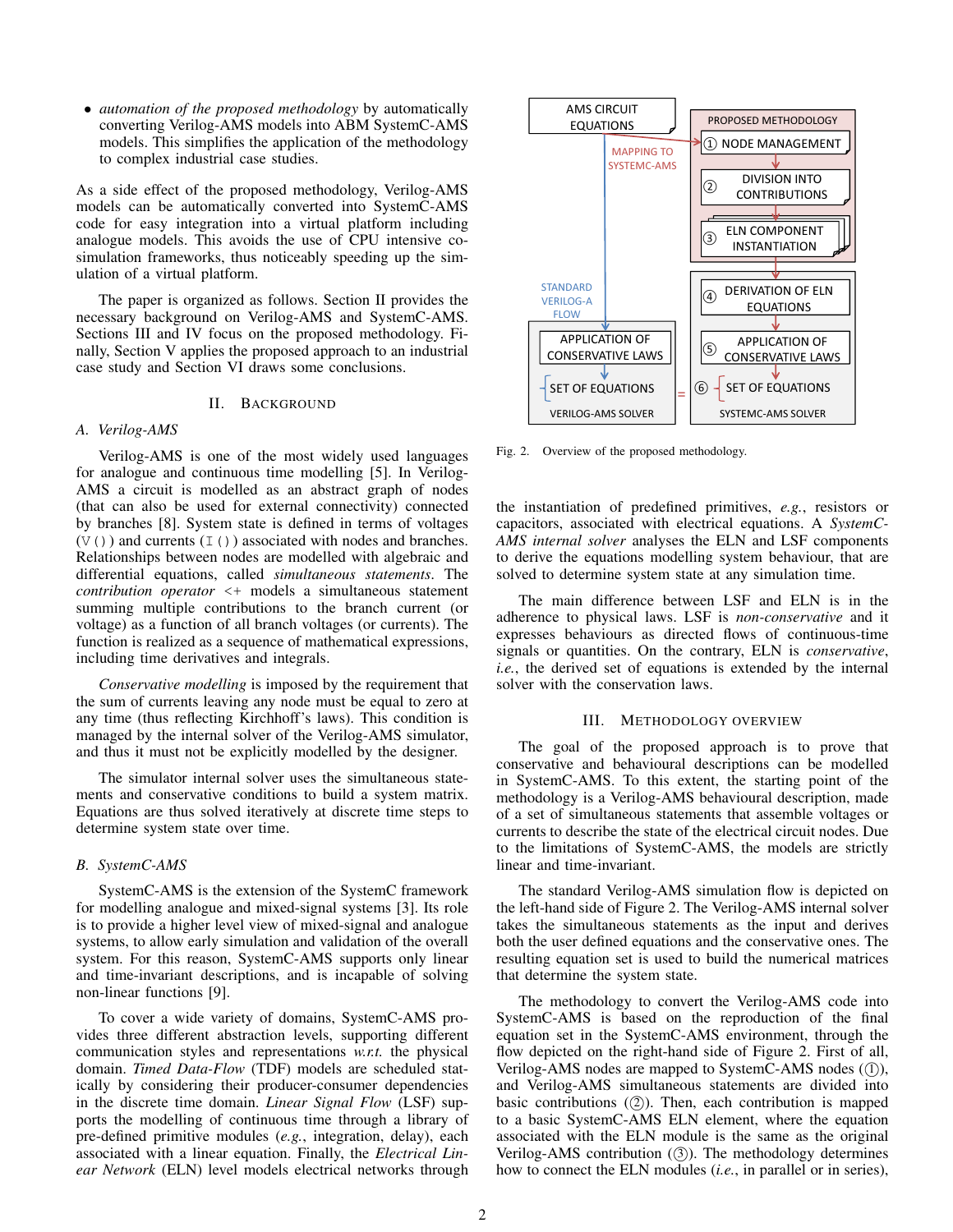- *automation of the proposed methodology* by automatically converting Verilog-AMS models into ABM SystemC-AMS models. This simplifies the application of the methodology to complex industrial case studies.

As a side effect of the proposed methodology, Verilog-AMS models can be automatically converted into SystemC-AMS code for easy integration into a virtual platform including analogue models. This avoids the use of CPU intensive co-simulation frameworks, thus noticeably speeding up the simulation of a virtual platform.

The paper is organized as follows. Section II provides the necessary background on Verilog-AMS and SystemC-AMS. Sections III and IV focus on the proposed methodology. Finally, Section V applies the proposed approach to an industrial case study and Section VI draws some conclusions.

## II. Background

### A. Verilog-AMS

Verilog-AMS is one of the most widely used languages for analogue and continuous time modelling [5]. In Verilog-AMS a circuit is modelled as an abstract graph of nodes (that can also be used for external connectivity) connected by branches [8]. System state is defined in terms of voltages (`V()`) and currents (`I()`) associated with nodes and branches. Relationships between nodes are modelled with algebraic and differential equations, called *simultaneous statements*. The *contribution operator* `<+` models a simultaneous statement summing multiple contributions to the branch current (or voltage) as a function of all branch voltages (or currents). The function is realized as a sequence of mathematical expressions, including time derivatives and integrals.

*Conservative modelling* is imposed by the requirement that the sum of currents leaving any node must be equal to zero at any time (thus reflecting Kirchhoff's laws). This condition is managed by the internal solver of the Verilog-AMS simulator, and thus it must not be explicitly modelled by the designer.

The simulator internal solver uses the simultaneous statements and conservative conditions to build a system matrix. Equations are thus solved iteratively at discrete time steps to determine system state over time.

### B. SystemC-AMS

SystemC-AMS is the extension of the SystemC framework for modelling analogue and mixed-signal systems [3]. Its role is to provide a higher level view of mixed-signal and analogue systems, to allow early simulation and validation of the overall system. For this reason, SystemC-AMS supports only linear and time-invariant descriptions, and is incapable of solving non-linear functions [9].

To cover a wide variety of domains, SystemC-AMS provides three different abstraction levels, supporting different communication styles and representations *w.r.t.* the physical domain. *Timed Data-Flow* (TDF) models are scheduled statically by considering their producer-consumer dependencies in the discrete time domain. *Linear Signal Flow* (LSF) supports the modelling of continuous time through a library of pre-defined primitive modules (*e.g.*, integration, delay), each associated with a linear equation. Finally, the *Electrical Linear Network* (ELN) level models electrical networks through the instantiation of predefined primitives, *e.g.*, resistors or capacitors, associated with electrical equations. A *SystemC-AMS internal solver* analyses the ELN and LSF components to derive the equations modelling system behaviour, that are solved to determine system state at any simulation time.

AMS CIRCUIT EQUATIONS
MAPPING TO SYSTEMC-AMS
STANDARD VERILOG-A FLOW
APPLICATION OF CONSERVATIVE LAWS
SET OF EQUATIONS
VERILOG-AMS SOLVER
=
PROPOSED METHODOLOGY
① NODE MANAGEMENT
② DIVISION INTO CONTRIBUTIONS
③ ELN COMPONENT INSTANTIATION
④ DERIVATION OF ELN EQUATIONS
⑤ APPLICATION OF CONSERVATIVE LAWS
⑥ SET OF EQUATIONS
SYSTEMC-AMS SOLVER

Fig. 2. Overview of the proposed methodology.

The main difference between LSF and ELN is in the adherence to physical laws. LSF is *non-conservative* and it expresses behaviours as directed flows of continuous-time signals or quantities. On the contrary, ELN is *conservative*, *i.e.*, the derived set of equations is extended by the internal solver with the conservation laws.

## III. Methodology Overview

The goal of the proposed approach is to prove that conservative and behavioural descriptions can be modelled in SystemC-AMS. To this extent, the starting point of the methodology is a Verilog-AMS behavioural description, made of a set of simultaneous statements that assemble voltages or currents to describe the state of the electrical circuit nodes. Due to the limitations of SystemC-AMS, the models are strictly linear and time-invariant.

The standard Verilog-AMS simulation flow is depicted on the left-hand side of Figure 2. The Verilog-AMS internal solver takes the simultaneous statements as the input and derives both the user defined equations and the conservative ones. The resulting equation set is used to build the numerical matrices that determine the system state.

The methodology to convert the Verilog-AMS code into SystemC-AMS is based on the reproduction of the final equation set in the SystemC-AMS environment, through the flow depicted on the right-hand side of Figure 2. First of all, Verilog-AMS nodes are mapped to SystemC-AMS nodes (①), and Verilog-AMS simultaneous statements are divided into basic contributions (②). Then, each contribution is mapped to a basic SystemC-AMS ELN element, where the equation associated with the ELN module is the same as the original Verilog-AMS contribution (③). The methodology determines how to connect the ELN modules (*i.e.*, in parallel or in series),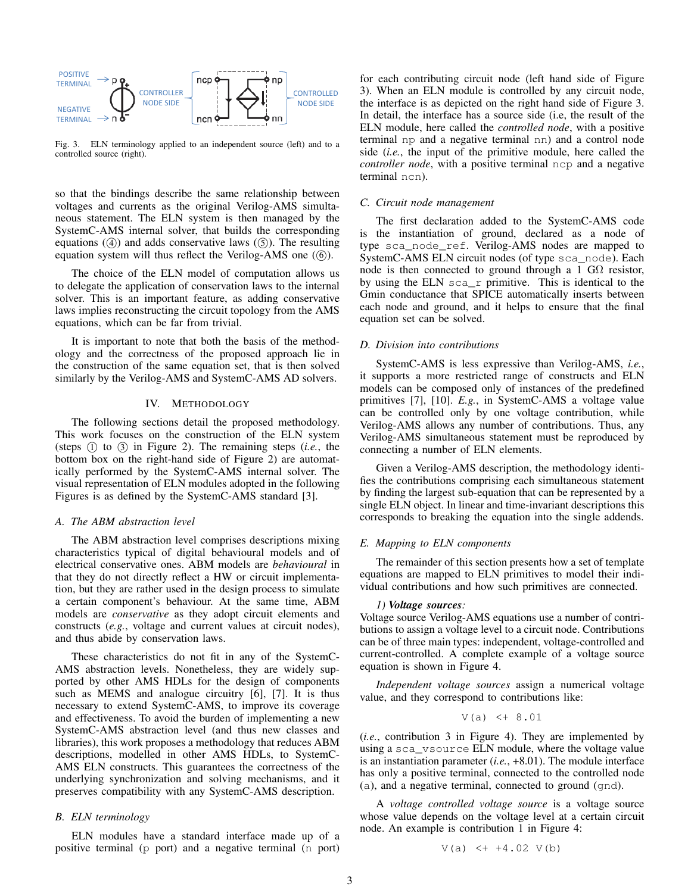POSITIVE TERMINAL
NEGATIVE TERMINAL
p
n
CONTROLLER NODE SIDE
ncp
ncn
np
nn
CONTROLLED NODE SIDE

Fig. 3. ELN terminology applied to an independent source (left) and to a controlled source (right).

so that the bindings describe the same relationship between voltages and currents as the original Verilog-AMS simultaneous statement. The ELN system is then managed by the SystemC-AMS internal solver, that builds the corresponding equations (④) and adds conservative laws (⑤). The resulting equation system will thus reflect the Verilog-AMS one (⑥).

The choice of the ELN model of computation allows us to delegate the application of conservation laws to the internal solver. This is an important feature, as adding conservative laws implies reconstructing the circuit topology from the AMS equations, which can be far from trivial.

It is important to note that both the basis of the methodology and the correctness of the proposed approach lie in the construction of the same equation set, that is then solved similarly by the Verilog-AMS and SystemC-AMS AD solvers.

## IV. Methodology

The following sections detail the proposed methodology. This work focuses on the construction of the ELN system (steps ① to ③ in Figure 2). The remaining steps (*i.e.*, the bottom box on the right-hand side of Figure 2) are automatically performed by the SystemC-AMS internal solver. The visual representation of ELN modules adopted in the following Figures is as defined by the SystemC-AMS standard [3].

### A. The ABM abstraction level

The ABM abstraction level comprises descriptions mixing characteristics typical of digital behavioural models and of electrical conservative ones. ABM models are *behavioural* in that they do not directly reflect a HW or circuit implementation, but they are rather used in the design process to simulate a certain component's behaviour. At the same time, ABM models are *conservative* as they adopt circuit elements and constructs (*e.g.*, voltage and current values at circuit nodes), and thus abide by conservation laws.

These characteristics do not fit in any of the SystemC-AMS abstraction levels. Nonetheless, they are widely supported by other AMS HDLs for the design of components such as MEMS and analogue circuitry [6], [7]. It is thus necessary to extend SystemC-AMS, to improve its coverage and effectiveness. To avoid the burden of implementing a new SystemC-AMS abstraction level (and thus new classes and libraries), this work proposes a methodology that reduces ABM descriptions, modelled in other AMS HDLs, to SystemC-AMS ELN constructs. This guarantees the correctness of the underlying synchronization and solving mechanisms, and it preserves compatibility with any SystemC-AMS description.

### B. ELN terminology

ELN modules have a standard interface made up of a positive terminal (`p` port) and a negative terminal (`n` port) for each contributing circuit node (left hand side of Figure 3). When an ELN module is controlled by any circuit node, the interface is as depicted on the right hand side of Figure 3. In detail, the interface has a source side (i.e, the result of the ELN module, here called the *controlled node*, with a positive terminal `np` and a negative terminal `nn`) and a control node side (*i.e.*, the input of the primitive module, here called the *controller node*, with a positive terminal `ncp` and a negative terminal `ncn`).

### C. Circuit node management

The first declaration added to the SystemC-AMS code is the instantiation of ground, declared as a node of type `sca_node_ref`. Verilog-AMS nodes are mapped to SystemC-AMS ELN circuit nodes (of type `sca_node`). Each node is then connected to ground through a 1 GΩ resistor, by using the ELN `sca_r` primitive. This is identical to the Gmin conductance that SPICE automatically inserts between each node and ground, and it helps to ensure that the final equation set can be solved.

### D. Division into contributions

SystemC-AMS is less expressive than Verilog-AMS, *i.e.*, it supports a more restricted range of constructs and ELN models can be composed only of instances of the predefined primitives [7], [10]. *E.g.*, in SystemC-AMS a voltage value can be controlled only by one voltage contribution, while Verilog-AMS allows any number of contributions. Thus, any Verilog-AMS simultaneous statement must be reproduced by connecting a number of ELN elements.

Given a Verilog-AMS description, the methodology identifies the contributions comprising each simultaneous statement by finding the largest sub-equation that can be represented by a single ELN object. In linear and time-invariant descriptions this corresponds to breaking the equation into the single addends.

### E. Mapping to ELN components

The remainder of this section presents how a set of template equations are mapped to ELN primitives to model their individual contributions and how such primitives are connected.

*1)* ***Voltage sources****:*
Voltage source Verilog-AMS equations use a number of contributions to assign a voltage level to a circuit node. Contributions can be of three main types: independent, voltage-controlled and current-controlled. A complete example of a voltage source equation is shown in Figure 4.

*Independent voltage sources* assign a numerical voltage value, and they correspond to contributions like:

```
V(a) <+ 8.01
```

(*i.e.*, contribution 3 in Figure 4). They are implemented by using a `sca_vsource` ELN module, where the voltage value is an instantiation parameter (*i.e.*, +8.01). The module interface has only a positive terminal, connected to the controlled node (`a`), and a negative terminal, connected to ground (`gnd`).

A *voltage controlled voltage source* is a voltage source whose value depends on the voltage level at a certain circuit node. An example is contribution 1 in Figure 4:

```
V(a) <+ +4.02 V(b)
```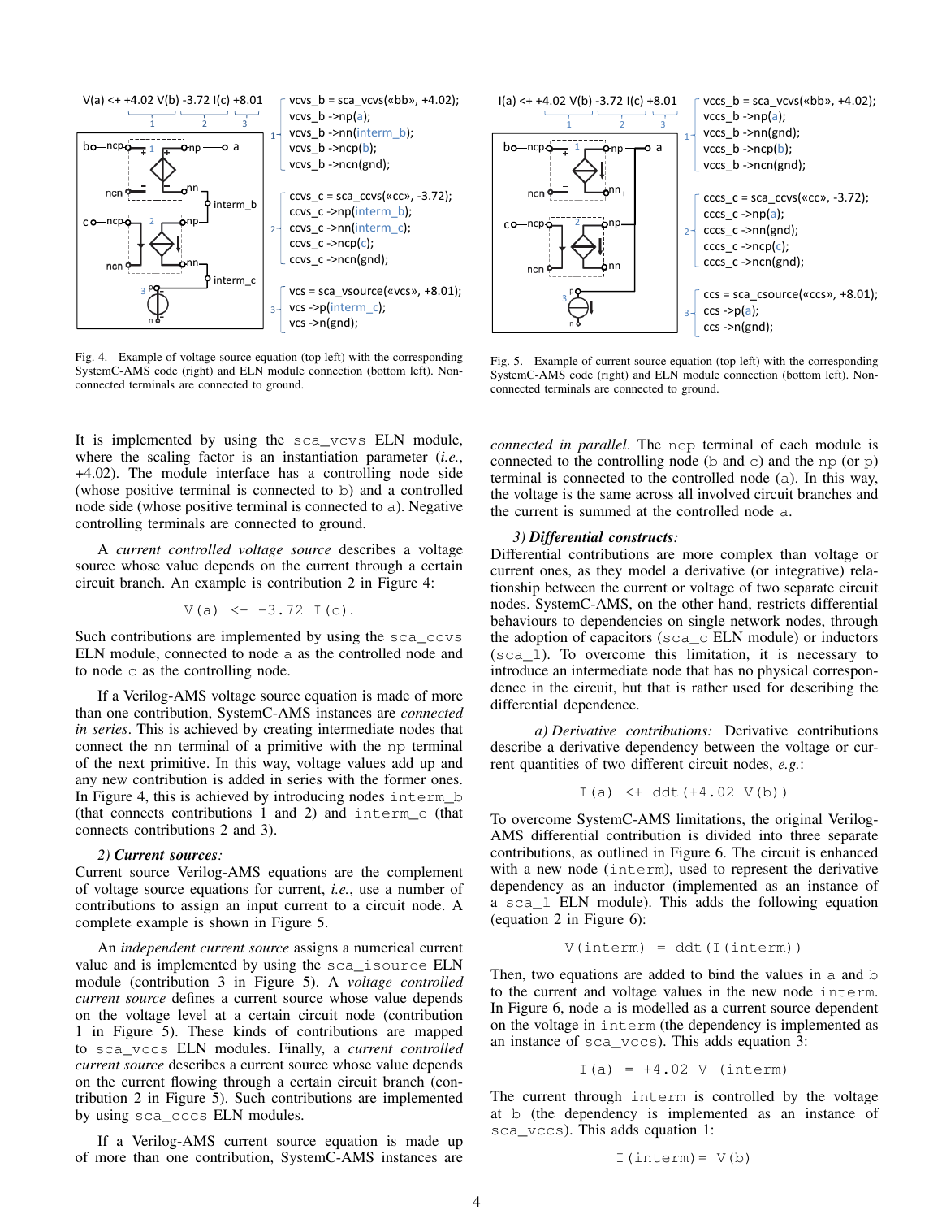Fig. 4. Example of voltage source equation (top left) with the corresponding SystemC-AMS code (right) and ELN module connection (bottom left). Non-connected terminals are connected to ground.

Fig. 5. Example of current source equation (top left) with the corresponding SystemC-AMS code (right) and ELN module connection (bottom left). Non-connected terminals are connected to ground.

It is implemented by using the `sca_vcvs` ELN module, where the scaling factor is an instantiation parameter (*i.e.*, +4.02). The module interface has a controlling node side (whose positive terminal is connected to `b`) and a controlled node side (whose positive terminal is connected to `a`). Negative controlling terminals are connected to ground.

A *current controlled voltage source* describes a voltage source whose value depends on the current through a certain circuit branch. An example is contribution 2 in Figure 4:

```
V(a) <+ -3.72 I(c).
```

Such contributions are implemented by using the `sca_ccvs` ELN module, connected to node `a` as the controlled node and to node `c` as the controlling node.

If a Verilog-AMS voltage source equation is made of more than one contribution, SystemC-AMS instances are *connected in series*. This is achieved by creating intermediate nodes that connect the `nn` terminal of a primitive with the `np` terminal of the next primitive. In this way, voltage values add up and any new contribution is added in series with the former ones. In Figure 4, this is achieved by introducing nodes `interm_b` (that connects contributions 1 and 2) and `interm_c` (that connects contributions 2 and 3).

*2) **Current sources**:*
Current source Verilog-AMS equations are the complement of voltage source equations for current, *i.e.*, use a number of contributions to assign an input current to a circuit node. A complete example is shown in Figure 5.

An *independent current source* assigns a numerical current value and is implemented by using the `sca_isource` ELN module (contribution 3 in Figure 5). A *voltage controlled current source* defines a current source whose value depends on the voltage level at a certain circuit node (contribution 1 in Figure 5). These kinds of contributions are mapped to `sca_vccs` ELN modules. Finally, a *current controlled current source* describes a current source whose value depends on the current flowing through a certain circuit branch (contribution 2 in Figure 5). Such contributions are implemented by using `sca_cccs` ELN modules.

If a Verilog-AMS current source equation is made up of more than one contribution, SystemC-AMS instances are *connected in parallel*. The `ncp` terminal of each module is connected to the controlling node (`b` and `c`) and the `np` (or `p`) terminal is connected to the controlled node (`a`). In this way, the voltage is the same across all involved circuit branches and the current is summed at the controlled node `a`.

*3) **Differential constructs**:*
Differential contributions are more complex than voltage or current ones, as they model a derivative (or integrative) relationship between the current or voltage of two separate circuit nodes. SystemC-AMS, on the other hand, restricts differential behaviours to dependencies on single network nodes, through the adoption of capacitors (`sca_c` ELN module) or inductors (`sca_l`). To overcome this limitation, it is necessary to introduce an intermediate node that has no physical correspondence in the circuit, but that is rather used for describing the differential dependence.

*a) Derivative contributions:* Derivative contributions describe a derivative dependency between the voltage or current quantities of two different circuit nodes, *e.g.*:

```
I(a) <+ ddt(+4.02 V(b))
```

To overcome SystemC-AMS limitations, the original Verilog-AMS differential contribution is divided into three separate contributions, as outlined in Figure 6. The circuit is enhanced with a new node (`interm`), used to represent the derivative dependency as an inductor (implemented as an instance of a `sca_l` ELN module). This adds the following equation (equation 2 in Figure 6):

```
V(interm) = ddt(I(interm))
```

Then, two equations are added to bind the values in `a` and `b` to the current and voltage values in the new node `interm`. In Figure 6, node `a` is modelled as a current source dependent on the voltage in `interm` (the dependency is implemented as an instance of `sca_vccs`). This adds equation 3:

```
I(a) = +4.02 V (interm)
```

The current through `interm` is controlled by the voltage at `b` (the dependency is implemented as an instance of `sca_vccs`). This adds equation 1:

```
I(interm)= V(b)
```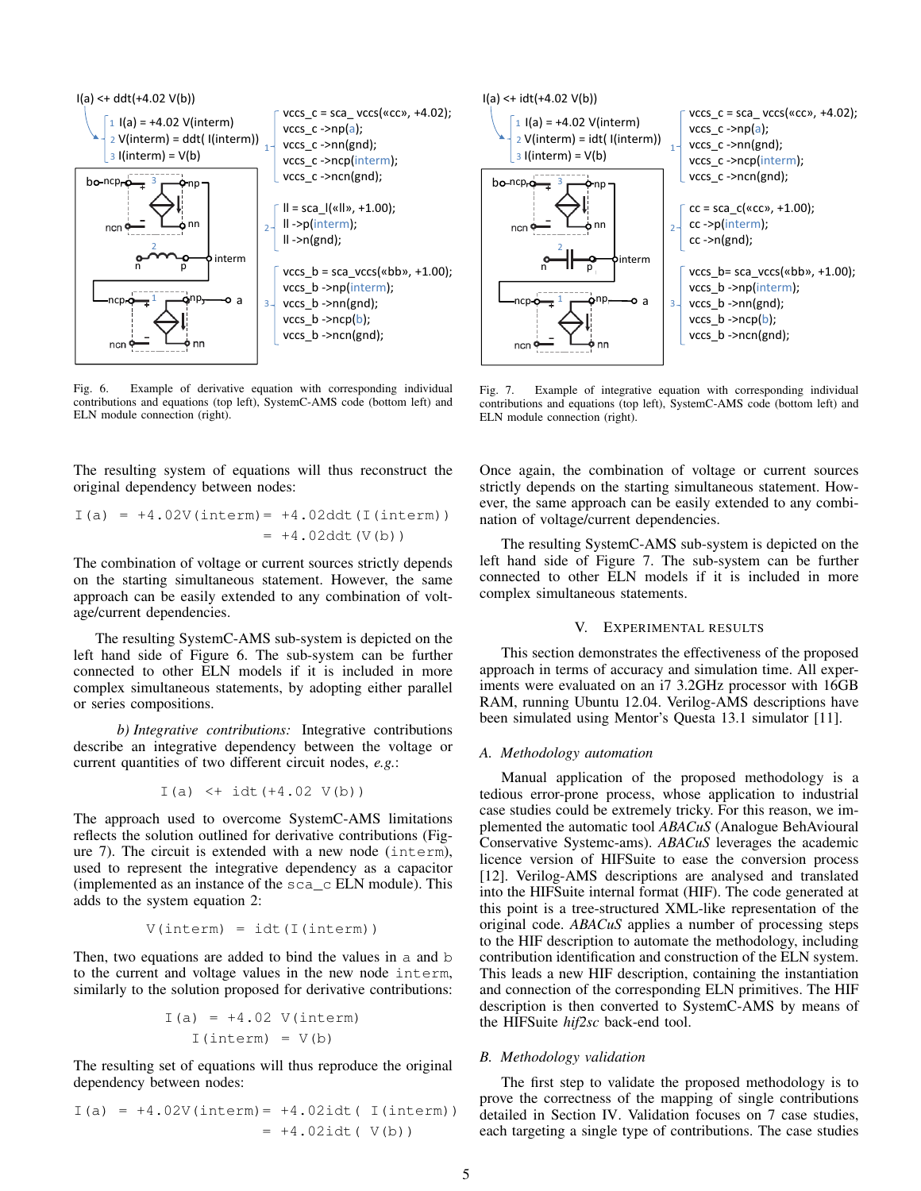I(a) <+ ddt(+4.02 V(b))

1 I(a) = +4.02 V(interm)
2 V(interm) = ddt( I(interm))
3 I(interm) = V(b)

```
vccs_c = sca_ vccs(«cc», +4.02);
vccs_c ->np(a);
vccs_c ->nn(gnd);
vccs_c ->ncp(interm);
vccs_c ->ncn(gnd);

ll = sca_l(«ll», +1.00);
ll ->p(interm);
ll ->n(gnd);

vccs_b = sca_vccs(«bb», +1.00);
vccs_b ->np(interm);
vccs_b ->nn(gnd);
vccs_b ->ncp(b);
vccs_b ->ncn(gnd);
```

Fig. 6. Example of derivative equation with corresponding individual contributions and equations (top left), SystemC-AMS code (bottom left) and ELN module connection (right).

I(a) <+ idt(+4.02 V(b))

1 I(a) = +4.02 V(interm)
2 V(interm) = idt( I(interm))
3 I(interm) = V(b)

```
vccs_c = sca_ vccs(«cc», +4.02);
vccs_c ->np(a);
vccs_c ->nn(gnd);
vccs_c ->ncp(interm);
vccs_c ->ncn(gnd);

cc = sca_c(«cc», +1.00);
cc ->p(interm);
cc ->n(gnd);

vccs_b= sca_vccs(«bb», +1.00);
vccs_b ->np(interm);
vccs_b ->nn(gnd);
vccs_b ->ncp(b);
vccs_b ->ncn(gnd);
```

Fig. 7. Example of integrative equation with corresponding individual contributions and equations (top left), SystemC-AMS code (bottom left) and ELN module connection (right).

The resulting system of equations will thus reconstruct the original dependency between nodes:

```
I(a) = +4.02V(interm)= +4.02ddt(I(interm))
                     = +4.02ddt(V(b))
```

The combination of voltage or current sources strictly depends on the starting simultaneous statement. However, the same approach can be easily extended to any combination of voltage/current dependencies.

The resulting SystemC-AMS sub-system is depicted on the left hand side of Figure 6. The sub-system can be further connected to other ELN models if it is included in more complex simultaneous statements, by adopting either parallel or series compositions.

*b) Integrative contributions:* Integrative contributions describe an integrative dependency between the voltage or current quantities of two different circuit nodes, *e.g.*:

```
I(a) <+ idt(+4.02 V(b))
```

The approach used to overcome SystemC-AMS limitations reflects the solution outlined for derivative contributions (Figure 7). The circuit is extended with a new node (`interm`), used to represent the integrative dependency as a capacitor (implemented as an instance of the `sca_c` ELN module). This adds to the system equation 2:

```
V(interm) = idt(I(interm))
```

Then, two equations are added to bind the values in `a` and `b` to the current and voltage values in the new node `interm`, similarly to the solution proposed for derivative contributions:

```
I(a) = +4.02 V(interm)
I(interm) = V(b)
```

The resulting set of equations will thus reproduce the original dependency between nodes:

```
I(a) = +4.02V(interm)= +4.02idt( I(interm))
                     = +4.02idt( V(b))
```

Once again, the combination of voltage or current sources strictly depends on the starting simultaneous statement. However, the same approach can be easily extended to any combination of voltage/current dependencies.

The resulting SystemC-AMS sub-system is depicted on the left hand side of Figure 7. The sub-system can be further connected to other ELN models if it is included in more complex simultaneous statements.

## V. Experimental Results

This section demonstrates the effectiveness of the proposed approach in terms of accuracy and simulation time. All experiments were evaluated on an i7 3.2GHz processor with 16GB RAM, running Ubuntu 12.04. Verilog-AMS descriptions have been simulated using Mentor's Questa 13.1 simulator [11].

### A. Methodology automation

Manual application of the proposed methodology is a tedious error-prone process, whose application to industrial case studies could be extremely tricky. For this reason, we implemented the automatic tool *ABACuS* (Analogue BehAvioural Conservative Systemc-ams). *ABACuS* leverages the academic licence version of HIFSuite to ease the conversion process [12]. Verilog-AMS descriptions are analysed and translated into the HIFSuite internal format (HIF). The code generated at this point is a tree-structured XML-like representation of the original code. *ABACuS* applies a number of processing steps to the HIF description to automate the methodology, including contribution identification and construction of the ELN system. This leads a new HIF description, containing the instantiation and connection of the corresponding ELN primitives. The HIF description is then converted to SystemC-AMS by means of the HIFSuite *hif2sc* back-end tool.

### B. Methodology validation

The first step to validate the proposed methodology is to prove the correctness of the mapping of single contributions detailed in Section IV. Validation focuses on 7 case studies, each targeting a single type of contributions. The case studies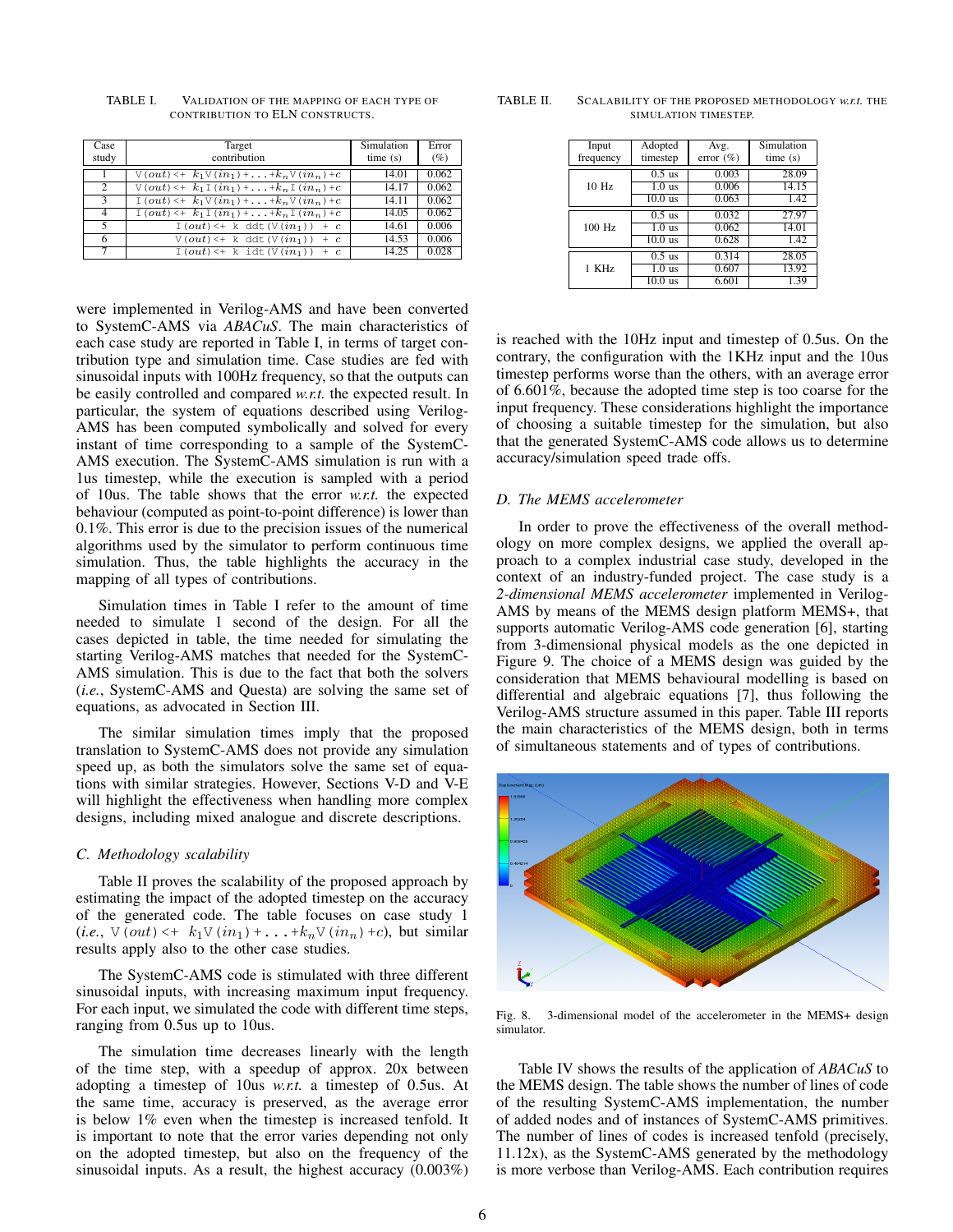TABLE I. VALIDATION OF THE MAPPING OF EACH TYPE OF CONTRIBUTION TO ELN CONSTRUCTS.

| Case study | Target contribution | Simulation time (s) | Error (%) |
|---|---|---|---|
| 1 | `V(out) <+` $k_1$`V(`$in_1$`)+...+`$k_n$`V(`$in_n$`)+`$c$ | 14.01 | 0.062 |
| 2 | `V(out) <+` $k_1$`I(`$in_1$`)+...+`$k_n$`I(`$in_n$`)+`$c$ | 14.17 | 0.062 |
| 3 | `I(out) <+` $k_1$`V(`$in_1$`)+...+`$k_n$`V(`$in_n$`)+`$c$ | 14.11 | 0.062 |
| 4 | `I(out) <+` $k_1$`I(`$in_1$`)+...+`$k_n$`I(`$in_n$`)+`$c$ | 14.05 | 0.062 |
| 5 | `I(out) <+ k ddt(V(`$in_1$`)) +` $c$ | 14.61 | 0.006 |
| 6 | `V(out) <+ k ddt(V(`$in_1$`)) +` $c$ | 14.53 | 0.006 |
| 7 | `I(out) <+ k idt(V(`$in_1$`)) +` $c$ | 14.25 | 0.028 |

were implemented in Verilog-AMS and have been converted to SystemC-AMS via *ABACuS*. The main characteristics of each case study are reported in Table I, in terms of target contribution type and simulation time. Case studies are fed with sinusoidal inputs with 100Hz frequency, so that the outputs can be easily controlled and compared *w.r.t.* the expected result. In particular, the system of equations described using Verilog-AMS has been computed symbolically and solved for every instant of time corresponding to a sample of the SystemC-AMS execution. The SystemC-AMS simulation is run with a 1us timestep, while the execution is sampled with a period of 10us. The table shows that the error *w.r.t.* the expected behaviour (computed as point-to-point difference) is lower than 0.1%. This error is due to the precision issues of the numerical algorithms used by the simulator to perform continuous time simulation. Thus, the table highlights the accuracy in the mapping of all types of contributions.

Simulation times in Table I refer to the amount of time needed to simulate 1 second of the design. For all the cases depicted in table, the time needed for simulating the starting Verilog-AMS matches that needed for the SystemC-AMS simulation. This is due to the fact that both the solvers (*i.e.*, SystemC-AMS and Questa) are solving the same set of equations, as advocated in Section III.

The similar simulation times imply that the proposed translation to SystemC-AMS does not provide any simulation speed up, as both the simulators solve the same set of equations with similar strategies. However, Sections V-D and V-E will highlight the effectiveness when handling more complex designs, including mixed analogue and discrete descriptions.

### C. Methodology scalability

Table II proves the scalability of the proposed approach by estimating the impact of the adopted timestep on the accuracy of the generated code. The table focuses on case study 1 (*i.e.*, `V(out) <+` $k_1$`V(`$in_1$`)+...+`$k_n$`V(`$in_n$`)+`$c$), but similar results apply also to the other case studies.

The SystemC-AMS code is stimulated with three different sinusoidal inputs, with increasing maximum input frequency. For each input, we simulated the code with different time steps, ranging from 0.5us up to 10us.

The simulation time decreases linearly with the length of the time step, with a speedup of approx. 20x between adopting a timestep of 10us *w.r.t.* a timestep of 0.5us. At the same time, accuracy is preserved, as the average error is below 1% even when the timestep is increased tenfold. It is important to note that the error varies depending not only on the adopted timestep, but also on the frequency of the sinusoidal inputs. As a result, the highest accuracy (0.003%)

TABLE II. SCALABILITY OF THE PROPOSED METHODOLOGY *w.r.t.* THE SIMULATION TIMESTEP.

| Input frequency | Adopted timestep | Avg. error (%) | Simulation time (s) |
|---|---|---|---|
| 10 Hz | 0.5 us | 0.003 | 28.09 |
| | 1.0 us | 0.006 | 14.15 |
| | 10.0 us | 0.063 | 1.42 |
| 100 Hz | 0.5 us | 0.032 | 27.97 |
| | 1.0 us | 0.062 | 14.01 |
| | 10.0 us | 0.628 | 1.42 |
| 1 KHz | 0.5 us | 0.314 | 28.05 |
| | 1.0 us | 0.607 | 13.92 |
| | 10.0 us | 6.601 | 1.39 |

is reached with the 10Hz input and timestep of 0.5us. On the contrary, the configuration with the 1KHz input and the 10us timestep performs worse than the others, with an average error of 6.601%, because the adopted time step is too coarse for the input frequency. These considerations highlight the importance of choosing a suitable timestep for the simulation, but also that the generated SystemC-AMS code allows us to determine accuracy/simulation speed trade offs.

### D. The MEMS accelerometer

In order to prove the effectiveness of the overall methodology on more complex designs, we applied the overall approach to a complex industrial case study, developed in the context of an industry-funded project. The case study is a *2-dimensional MEMS accelerometer* implemented in Verilog-AMS by means of the MEMS design platform MEMS+, that supports automatic Verilog-AMS code generation [6], starting from 3-dimensional physical models as the one depicted in Figure 9. The choice of a MEMS design was guided by the consideration that MEMS behavioural modelling is based on differential and algebraic equations [7], thus following the Verilog-AMS structure assumed in this paper. Table III reports the main characteristics of the MEMS design, both in terms of simultaneous statements and of types of contributions.

Fig. 8. 3-dimensional model of the accelerometer in the MEMS+ design simulator.

Table IV shows the results of the application of *ABACuS* to the MEMS design. The table shows the number of lines of code of the resulting SystemC-AMS implementation, the number of added nodes and of instances of SystemC-AMS primitives. The number of lines of codes is increased tenfold (precisely, 11.12x), as the SystemC-AMS generated by the methodology is more verbose than Verilog-AMS. Each contribution requires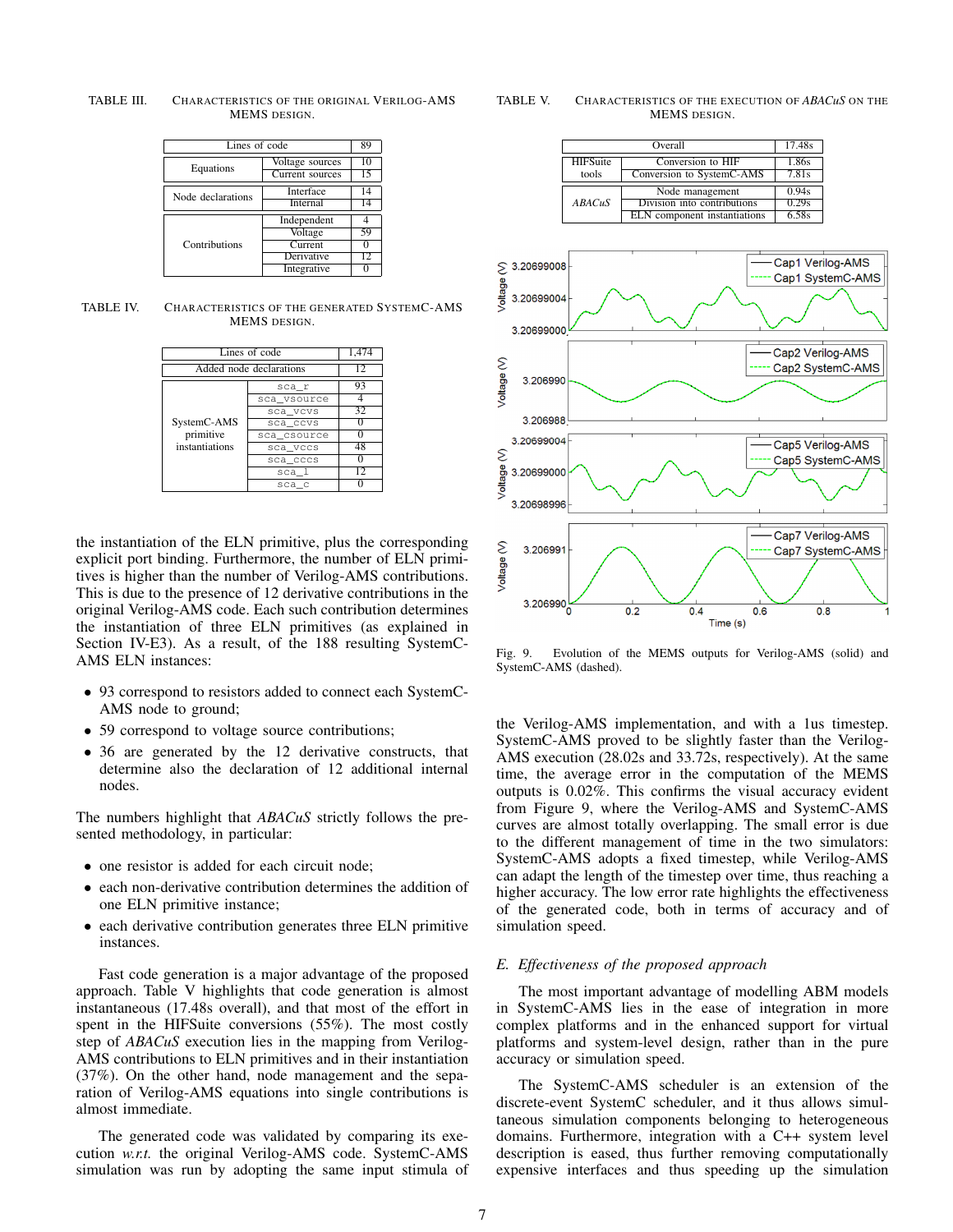TABLE III. CHARACTERISTICS OF THE ORIGINAL VERILOG-AMS MEMS DESIGN.

| Lines of code | | 89 |
|---|---|---|
| Equations | Voltage sources | 10 |
| | Current sources | 15 |
| Node declarations | Interface | 14 |
| | Internal | 14 |
| Contributions | Independent | 4 |
| | Voltage | 59 |
| | Current | 0 |
| | Derivative | 12 |
| | Integrative | 0 |

TABLE IV. CHARACTERISTICS OF THE GENERATED SYSTEMC-AMS MEMS DESIGN.

| Lines of code | | 1,474 |
|---|---|---|
| Added node declarations | | 12 |
| SystemC-AMS primitive instantiations | `sca_r` | 93 |
| | `sca_vsource` | 4 |
| | `sca_vcvs` | 32 |
| | `sca_ccvs` | 0 |
| | `sca_csource` | 0 |
| | `sca_vccs` | 48 |
| | `sca_cccs` | 0 |
| | `sca_l` | 12 |
| | `sca_c` | 0 |

the instantiation of the ELN primitive, plus the corresponding explicit port binding. Furthermore, the number of ELN primitives is higher than the number of Verilog-AMS contributions. This is due to the presence of 12 derivative contributions in the original Verilog-AMS code. Each such contribution determines the instantiation of three ELN primitives (as explained in Section IV-E3). As a result, of the 188 resulting SystemC-AMS ELN instances:

- 93 correspond to resistors added to connect each SystemC-AMS node to ground;
- 59 correspond to voltage source contributions;
- 36 are generated by the 12 derivative constructs, that determine also the declaration of 12 additional internal nodes.

The numbers highlight that *ABACuS* strictly follows the presented methodology, in particular:

- one resistor is added for each circuit node;
- each non-derivative contribution determines the addition of one ELN primitive instance;
- each derivative contribution generates three ELN primitive instances.

Fast code generation is a major advantage of the proposed approach. Table V highlights that code generation is almost instantaneous (17.48s overall), and that most of the effort in spent in the HIFSuite conversions (55%). The most costly step of *ABACuS* execution lies in the mapping from Verilog-AMS contributions to ELN primitives and in their instantiation (37%). On the other hand, node management and the separation of Verilog-AMS equations into single contributions is almost immediate.

The generated code was validated by comparing its execution *w.r.t.* the original Verilog-AMS code. SystemC-AMS simulation was run by adopting the same input stimula of the Verilog-AMS implementation, and with a 1us timestep. SystemC-AMS proved to be slightly faster than the Verilog-AMS execution (28.02s and 33.72s, respectively). At the same time, the average error in the computation of the MEMS outputs is 0.02%. This confirms the visual accuracy evident from Figure 9, where the Verilog-AMS and SystemC-AMS curves are almost totally overlapping. The small error is due to the different management of time in the two simulators: SystemC-AMS adopts a fixed timestep, while Verilog-AMS can adapt the length of the timestep over time, thus reaching a higher accuracy. The low error rate highlights the effectiveness of the generated code, both in terms of accuracy and of simulation speed.

TABLE V. CHARACTERISTICS OF THE EXECUTION OF *ABACuS* ON THE MEMS DESIGN.

| Overall | | 17.48s |
|---|---|---|
| HIFSuite tools | Conversion to HIF | 1.86s |
| | Conversion to SystemC-AMS | 7.81s |
| *ABACuS* | Node management | 0.94s |
| | Division into contributions | 0.29s |
| | ELN component instantiations | 6.58s |

Fig. 9. Evolution of the MEMS outputs for Verilog-AMS (solid) and SystemC-AMS (dashed).

### E. Effectiveness of the proposed approach

The most important advantage of modelling ABM models in SystemC-AMS lies in the ease of integration in more complex platforms and in the enhanced support for virtual platforms and system-level design, rather than in the pure accuracy or simulation speed.

The SystemC-AMS scheduler is an extension of the discrete-event SystemC scheduler, and it thus allows simultaneous simulation components belonging to heterogeneous domains. Furthermore, integration with a C++ system level description is eased, thus further removing computationally expensive interfaces and thus speeding up the simulation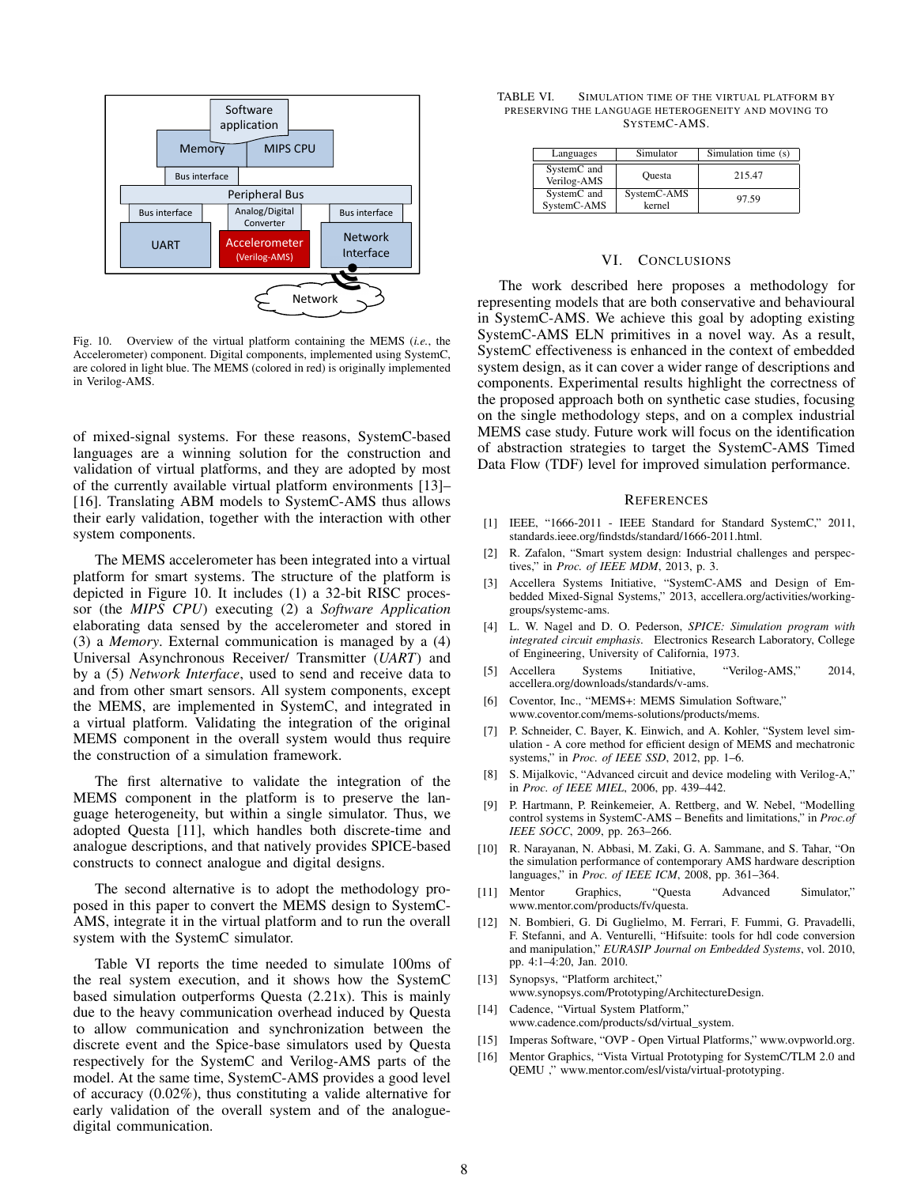Software application

Memory

MIPS CPU

Bus interface

Peripheral Bus

Bus interface

Analog/Digital Converter

Bus interface

UART

Accelerometer (Verilog-AMS)

Network Interface

Network

Fig. 10. Overview of the virtual platform containing the MEMS (*i.e.*, the Accelerometer) component. Digital components, implemented using SystemC, are colored in light blue. The MEMS (colored in red) is originally implemented in Verilog-AMS.

of mixed-signal systems. For these reasons, SystemC-based languages are a winning solution for the construction and validation of virtual platforms, and they are adopted by most of the currently available virtual platform environments [13]–[16]. Translating ABM models to SystemC-AMS thus allows their early validation, together with the interaction with other system components.

The MEMS accelerometer has been integrated into a virtual platform for smart systems. The structure of the platform is depicted in Figure 10. It includes (1) a 32-bit RISC processor (the *MIPS CPU*) executing (2) a *Software Application* elaborating data sensed by the accelerometer and stored in (3) a *Memory*. External communication is managed by a (4) Universal Asynchronous Receiver/ Transmitter (*UART*) and by a (5) *Network Interface*, used to send and receive data to and from other smart sensors. All system components, except the MEMS, are implemented in SystemC, and integrated in a virtual platform. Validating the integration of the original MEMS component in the overall system would thus require the construction of a simulation framework.

The first alternative to validate the integration of the MEMS component in the platform is to preserve the language heterogeneity, but within a single simulator. Thus, we adopted Questa [11], which handles both discrete-time and analogue descriptions, and that natively provides SPICE-based constructs to connect analogue and digital designs.

The second alternative is to adopt the methodology proposed in this paper to convert the MEMS design to SystemC-AMS, integrate it in the virtual platform and to run the overall system with the SystemC simulator.

Table VI reports the time needed to simulate 100ms of the real system execution, and it shows how the SystemC based simulation outperforms Questa (2.21x). This is mainly due to the heavy communication overhead induced by Questa to allow communication and synchronization between the discrete event and the Spice-base simulators used by Questa respectively for the SystemC and Verilog-AMS parts of the model. At the same time, SystemC-AMS provides a good level of accuracy (0.02%), thus constituting a valide alternative for early validation of the overall system and of the analogue-digital communication.

TABLE VI. Simulation time of the virtual platform by preserving the language heterogeneity and moving to SystemC-AMS.

| Languages | Simulator | Simulation time (s) |
|---|---|---|
| SystemC and Verilog-AMS | Questa | 215.47 |
| SystemC and SystemC-AMS | SystemC-AMS kernel | 97.59 |

## VI. Conclusions

The work described here proposes a methodology for representing models that are both conservative and behavioural in SystemC-AMS. We achieve this goal by adopting existing SystemC-AMS ELN primitives in a novel way. As a result, SystemC effectiveness is enhanced in the context of embedded system design, as it can cover a wider range of descriptions and components. Experimental results highlight the correctness of the proposed approach both on synthetic case studies, focusing on the single methodology steps, and on a complex industrial MEMS case study. Future work will focus on the identification of abstraction strategies to target the SystemC-AMS Timed Data Flow (TDF) level for improved simulation performance.

## References

[1] IEEE, "1666-2011 - IEEE Standard for Standard SystemC," 2011, standards.ieee.org/findstds/standard/1666-2011.html.

[2] R. Zafalon, "Smart system design: Industrial challenges and perspectives," in *Proc. of IEEE MDM*, 2013, p. 3.

[3] Accellera Systems Initiative, "SystemC-AMS and Design of Embedded Mixed-Signal Systems," 2013, accellera.org/activities/working-groups/systemc-ams.

[4] L. W. Nagel and D. O. Pederson, *SPICE: Simulation program with integrated circuit emphasis*. Electronics Research Laboratory, College of Engineering, University of California, 1973.

[5] Accellera Systems Initiative, "Verilog-AMS," 2014, accellera.org/downloads/standards/v-ams.

[6] Coventor, Inc., "MEMS+: MEMS Simulation Software," www.coventor.com/mems-solutions/products/mems.

[7] P. Schneider, C. Bayer, K. Einwich, and A. Kohler, "System level simulation - A core method for efficient design of MEMS and mechatronic systems," in *Proc. of IEEE SSD*, 2012, pp. 1–6.

[8] S. Mijalkovic, "Advanced circuit and device modeling with Verilog-A," in *Proc. of IEEE MIEL*, 2006, pp. 439–442.

[9] P. Hartmann, P. Reinkemeier, A. Rettberg, and W. Nebel, "Modelling control systems in SystemC-AMS – Benefits and limitations," in *Proc.of IEEE SOCC*, 2009, pp. 263–266.

[10] R. Narayanan, N. Abbasi, M. Zaki, G. A. Sammane, and S. Tahar, "On the simulation performance of contemporary AMS hardware description languages," in *Proc. of IEEE ICM*, 2008, pp. 361–364.

[11] Mentor Graphics, "Questa Advanced Simulator," www.mentor.com/products/fv/questa.

[12] N. Bombieri, G. Di Guglielmo, M. Ferrari, F. Fummi, G. Pravadelli, F. Stefanni, and A. Venturelli, "Hifsuite: tools for hdl code conversion and manipulation," *EURASIP Journal on Embedded Systems*, vol. 2010, pp. 4:1–4:20, Jan. 2010.

[13] Synopsys, "Platform architect," www.synopsys.com/Prototyping/ArchitectureDesign.

[14] Cadence, "Virtual System Platform," www.cadence.com/products/sd/virtual_system.

[15] Imperas Software, "OVP - Open Virtual Platforms," www.ovpworld.org.

[16] Mentor Graphics, "Vista Virtual Prototyping for SystemC/TLM 2.0 and QEMU ," www.mentor.com/esl/vista/virtual-prototyping.